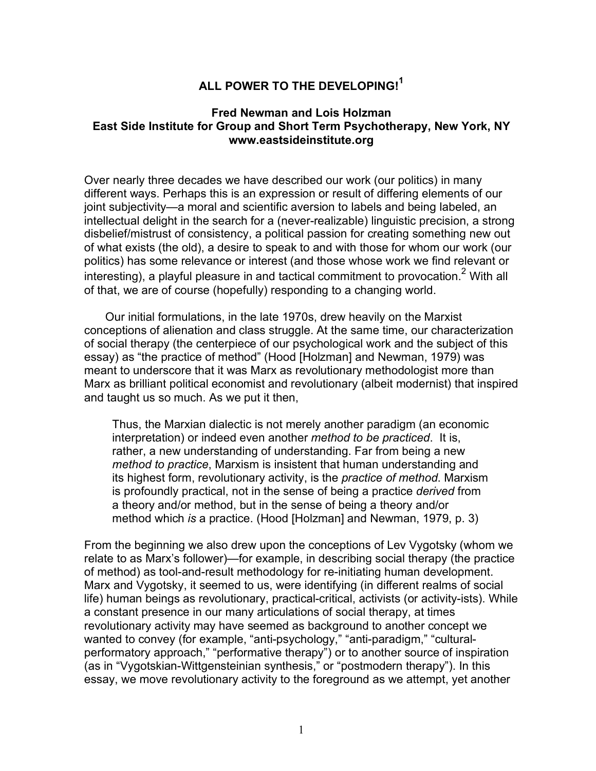# ALL POWER TO THE DEVELOPING![1]

**Fred Newman and Lois Holzman**
**East Side Institute for Group and Short Term Psychotherapy, New York, NY**
**www.eastsideinstitute.org**

Over nearly three decades we have described our work (our politics) in many different ways. Perhaps this is an expression or result of differing elements of our joint subjectivity—a moral and scientific aversion to labels and being labeled, an intellectual delight in the search for a (never-realizable) linguistic precision, a strong disbelief/mistrust of consistency, a political passion for creating something new out of what exists (the old), a desire to speak to and with those for whom our work (our politics) has some relevance or interest (and those whose work we find relevant or interesting), a playful pleasure in and tactical commitment to provocation.[2] With all of that, we are of course (hopefully) responding to a changing world.

Our initial formulations, in the late 1970s, drew heavily on the Marxist conceptions of alienation and class struggle. At the same time, our characterization of social therapy (the centerpiece of our psychological work and the subject of this essay) as "the practice of method" (Hood [Holzman] and Newman, 1979) was meant to underscore that it was Marx as revolutionary methodologist more than Marx as brilliant political economist and revolutionary (albeit modernist) that inspired and taught us so much. As we put it then,

> Thus, the Marxian dialectic is not merely another paradigm (an economic interpretation) or indeed even another *method to be practiced*. It is, rather, a new understanding of understanding. Far from being a new *method to practice*, Marxism is insistent that human understanding and its highest form, revolutionary activity, is the *practice of method*. Marxism is profoundly practical, not in the sense of being a practice *derived* from a theory and/or method, but in the sense of being a theory and/or method which *is* a practice. (Hood [Holzman] and Newman, 1979, p. 3)

From the beginning we also drew upon the conceptions of Lev Vygotsky (whom we relate to as Marx's follower)—for example, in describing social therapy (the practice of method) as tool-and-result methodology for re-initiating human development. Marx and Vygotsky, it seemed to us, were identifying (in different realms of social life) human beings as revolutionary, practical-critical, activists (or activity-ists). While a constant presence in our many articulations of social therapy, at times revolutionary activity may have seemed as background to another concept we wanted to convey (for example, "anti-psychology," "anti-paradigm," "cultural-performatory approach," "performative therapy") or to another source of inspiration (as in "Vygotskian-Wittgensteinian synthesis," or "postmodern therapy"). In this essay, we move revolutionary activity to the foreground as we attempt, yet another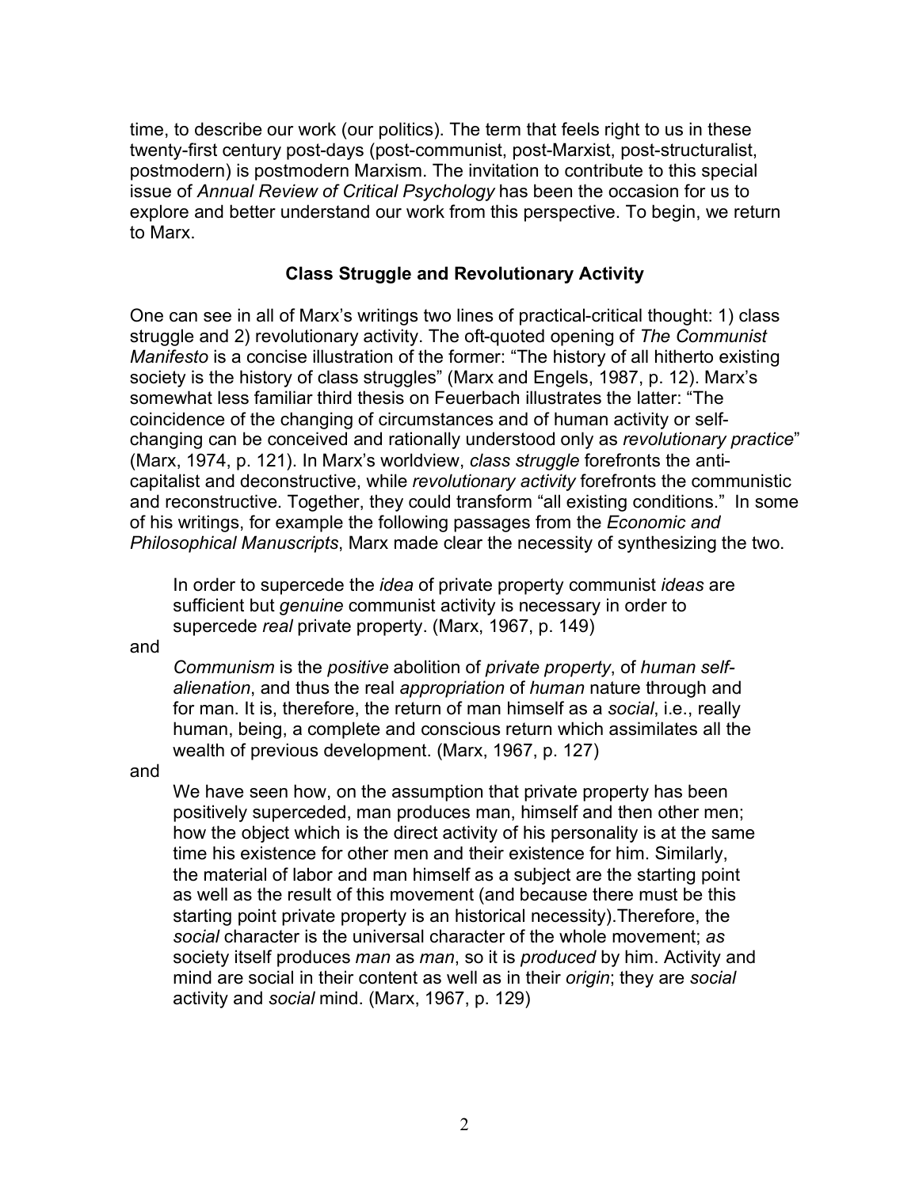time, to describe our work (our politics). The term that feels right to us in these twenty-first century post-days (post-communist, post-Marxist, post-structuralist, postmodern) is postmodern Marxism. The invitation to contribute to this special issue of *Annual Review of Critical Psychology* has been the occasion for us to explore and better understand our work from this perspective. To begin, we return to Marx.

## Class Struggle and Revolutionary Activity

One can see in all of Marx's writings two lines of practical-critical thought: 1) class struggle and 2) revolutionary activity. The oft-quoted opening of *The Communist Manifesto* is a concise illustration of the former: "The history of all hitherto existing society is the history of class struggles" (Marx and Engels, 1987, p. 12). Marx's somewhat less familiar third thesis on Feuerbach illustrates the latter: "The coincidence of the changing of circumstances and of human activity or self-changing can be conceived and rationally understood only as *revolutionary practice*" (Marx, 1974, p. 121). In Marx's worldview, *class struggle* forefronts the anti-capitalist and deconstructive, while *revolutionary activity* forefronts the communistic and reconstructive. Together, they could transform "all existing conditions." In some of his writings, for example the following passages from the *Economic and Philosophical Manuscripts*, Marx made clear the necessity of synthesizing the two.

> In order to supercede the *idea* of private property communist *ideas* are sufficient but *genuine* communist activity is necessary in order to supercede *real* private property. (Marx, 1967, p. 149)

and

> *Communism* is the *positive* abolition of *private property*, of *human self-alienation*, and thus the real *appropriation* of *human* nature through and for man. It is, therefore, the return of man himself as a *social*, i.e., really human, being, a complete and conscious return which assimilates all the wealth of previous development. (Marx, 1967, p. 127)

and

> We have seen how, on the assumption that private property has been positively superceded, man produces man, himself and then other men; how the object which is the direct activity of his personality is at the same time his existence for other men and their existence for him. Similarly, the material of labor and man himself as a subject are the starting point as well as the result of this movement (and because there must be this starting point private property is an historical necessity).Therefore, the *social* character is the universal character of the whole movement; *as* society itself produces *man* as *man*, so it is *produced* by him. Activity and mind are social in their content as well as in their *origin*; they are *social* activity and *social* mind. (Marx, 1967, p. 129)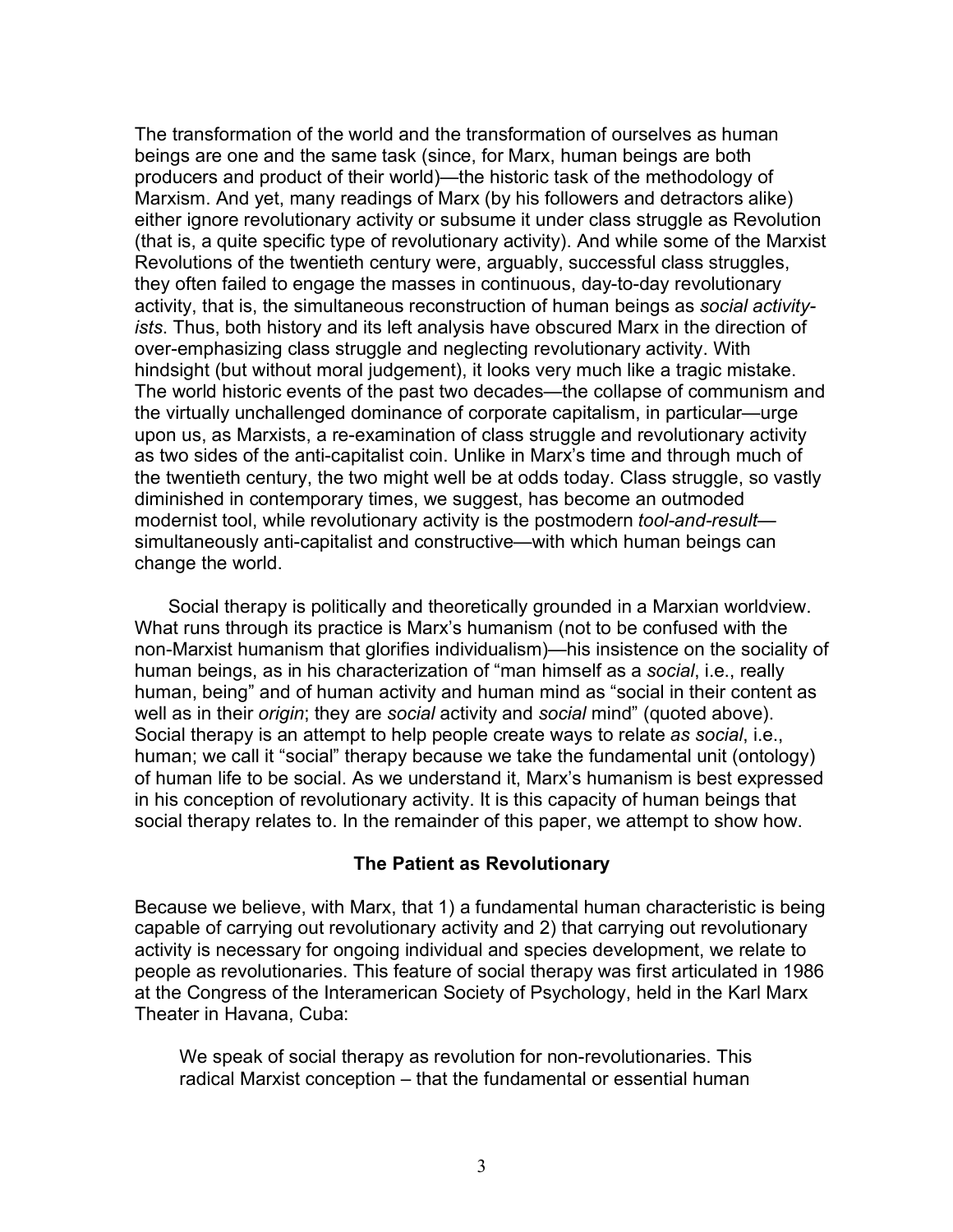The transformation of the world and the transformation of ourselves as human beings are one and the same task (since, for Marx, human beings are both producers and product of their world)—the historic task of the methodology of Marxism. And yet, many readings of Marx (by his followers and detractors alike) either ignore revolutionary activity or subsume it under class struggle as Revolution (that is, a quite specific type of revolutionary activity). And while some of the Marxist Revolutions of the twentieth century were, arguably, successful class struggles, they often failed to engage the masses in continuous, day-to-day revolutionary activity, that is, the simultaneous reconstruction of human beings as *social activity-ists*. Thus, both history and its left analysis have obscured Marx in the direction of over-emphasizing class struggle and neglecting revolutionary activity. With hindsight (but without moral judgement), it looks very much like a tragic mistake. The world historic events of the past two decades—the collapse of communism and the virtually unchallenged dominance of corporate capitalism, in particular—urge upon us, as Marxists, a re-examination of class struggle and revolutionary activity as two sides of the anti-capitalist coin. Unlike in Marx's time and through much of the twentieth century, the two might well be at odds today. Class struggle, so vastly diminished in contemporary times, we suggest, has become an outmoded modernist tool, while revolutionary activity is the postmodern *tool-and-result*—simultaneously anti-capitalist and constructive—with which human beings can change the world.

Social therapy is politically and theoretically grounded in a Marxian worldview. What runs through its practice is Marx's humanism (not to be confused with the non-Marxist humanism that glorifies individualism)—his insistence on the sociality of human beings, as in his characterization of "man himself as a *social*, i.e., really human, being" and of human activity and human mind as "social in their content as well as in their *origin*; they are *social* activity and *social* mind" (quoted above). Social therapy is an attempt to help people create ways to relate *as social*, i.e., human; we call it "social" therapy because we take the fundamental unit (ontology) of human life to be social. As we understand it, Marx's humanism is best expressed in his conception of revolutionary activity. It is this capacity of human beings that social therapy relates to. In the remainder of this paper, we attempt to show how.

### The Patient as Revolutionary

Because we believe, with Marx, that 1) a fundamental human characteristic is being capable of carrying out revolutionary activity and 2) that carrying out revolutionary activity is necessary for ongoing individual and species development, we relate to people as revolutionaries. This feature of social therapy was first articulated in 1986 at the Congress of the Interamerican Society of Psychology, held in the Karl Marx Theater in Havana, Cuba:

> We speak of social therapy as revolution for non-revolutionaries. This radical Marxist conception – that the fundamental or essential human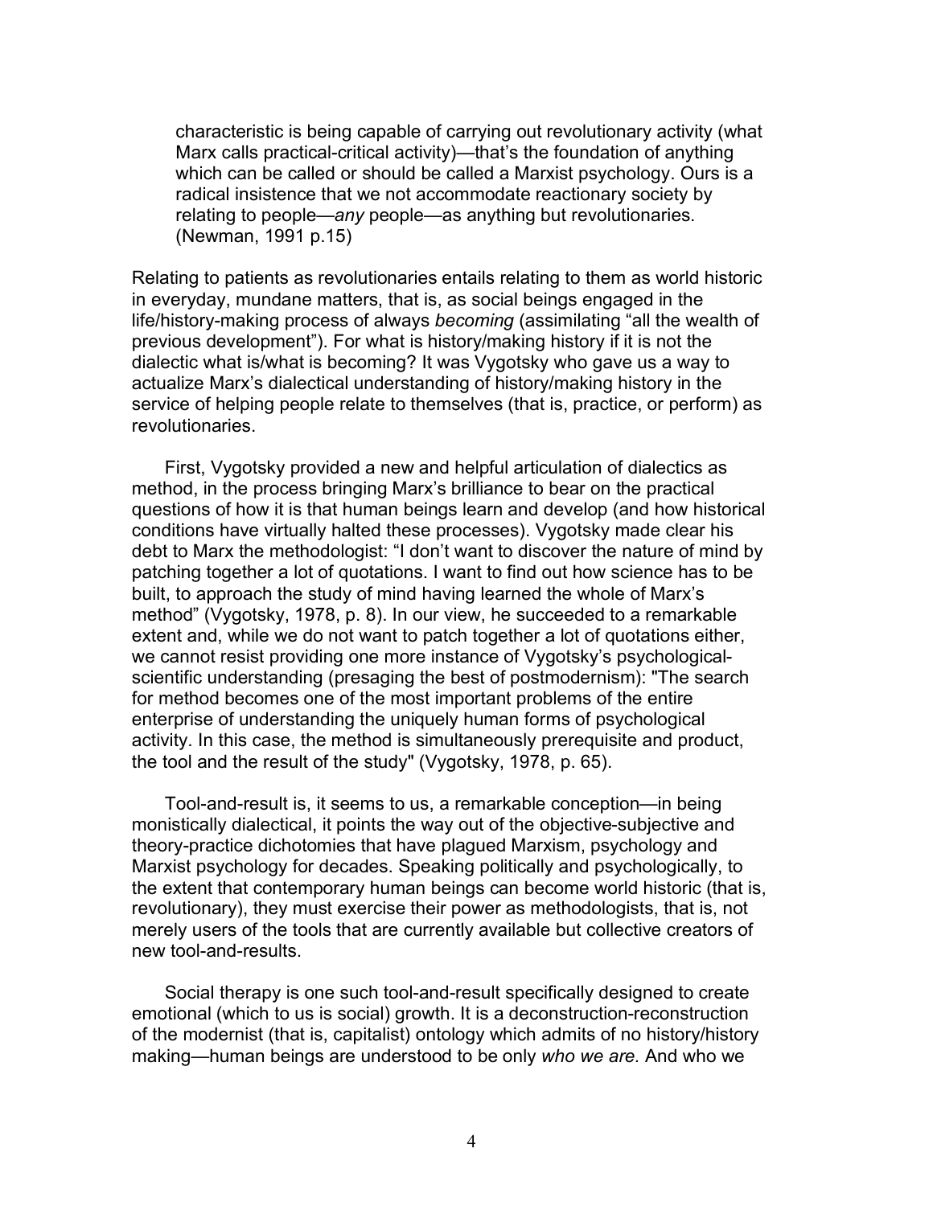> characteristic is being capable of carrying out revolutionary activity (what Marx calls practical-critical activity)—that's the foundation of anything which can be called or should be called a Marxist psychology. Ours is a radical insistence that we not accommodate reactionary society by relating to people—*any* people—as anything but revolutionaries. (Newman, 1991 p.15)

Relating to patients as revolutionaries entails relating to them as world historic in everyday, mundane matters, that is, as social beings engaged in the life/history-making process of always *becoming* (assimilating "all the wealth of previous development"). For what is history/making history if it is not the dialectic what is/what is becoming? It was Vygotsky who gave us a way to actualize Marx's dialectical understanding of history/making history in the service of helping people relate to themselves (that is, practice, or perform) as revolutionaries.

First, Vygotsky provided a new and helpful articulation of dialectics as method, in the process bringing Marx's brilliance to bear on the practical questions of how it is that human beings learn and develop (and how historical conditions have virtually halted these processes). Vygotsky made clear his debt to Marx the methodologist: "I don't want to discover the nature of mind by patching together a lot of quotations. I want to find out how science has to be built, to approach the study of mind having learned the whole of Marx's method" (Vygotsky, 1978, p. 8). In our view, he succeeded to a remarkable extent and, while we do not want to patch together a lot of quotations either, we cannot resist providing one more instance of Vygotsky's psychological-scientific understanding (presaging the best of postmodernism): "The search for method becomes one of the most important problems of the entire enterprise of understanding the uniquely human forms of psychological activity. In this case, the method is simultaneously prerequisite and product, the tool and the result of the study" (Vygotsky, 1978, p. 65).

Tool-and-result is, it seems to us, a remarkable conception—in being monistically dialectical, it points the way out of the objective-subjective and theory-practice dichotomies that have plagued Marxism, psychology and Marxist psychology for decades. Speaking politically and psychologically, to the extent that contemporary human beings can become world historic (that is, revolutionary), they must exercise their power as methodologists, that is, not merely users of the tools that are currently available but collective creators of new tool-and-results.

Social therapy is one such tool-and-result specifically designed to create emotional (which to us is social) growth. It is a deconstruction-reconstruction of the modernist (that is, capitalist) ontology which admits of no history/history making—human beings are understood to be only *who we are.* And who we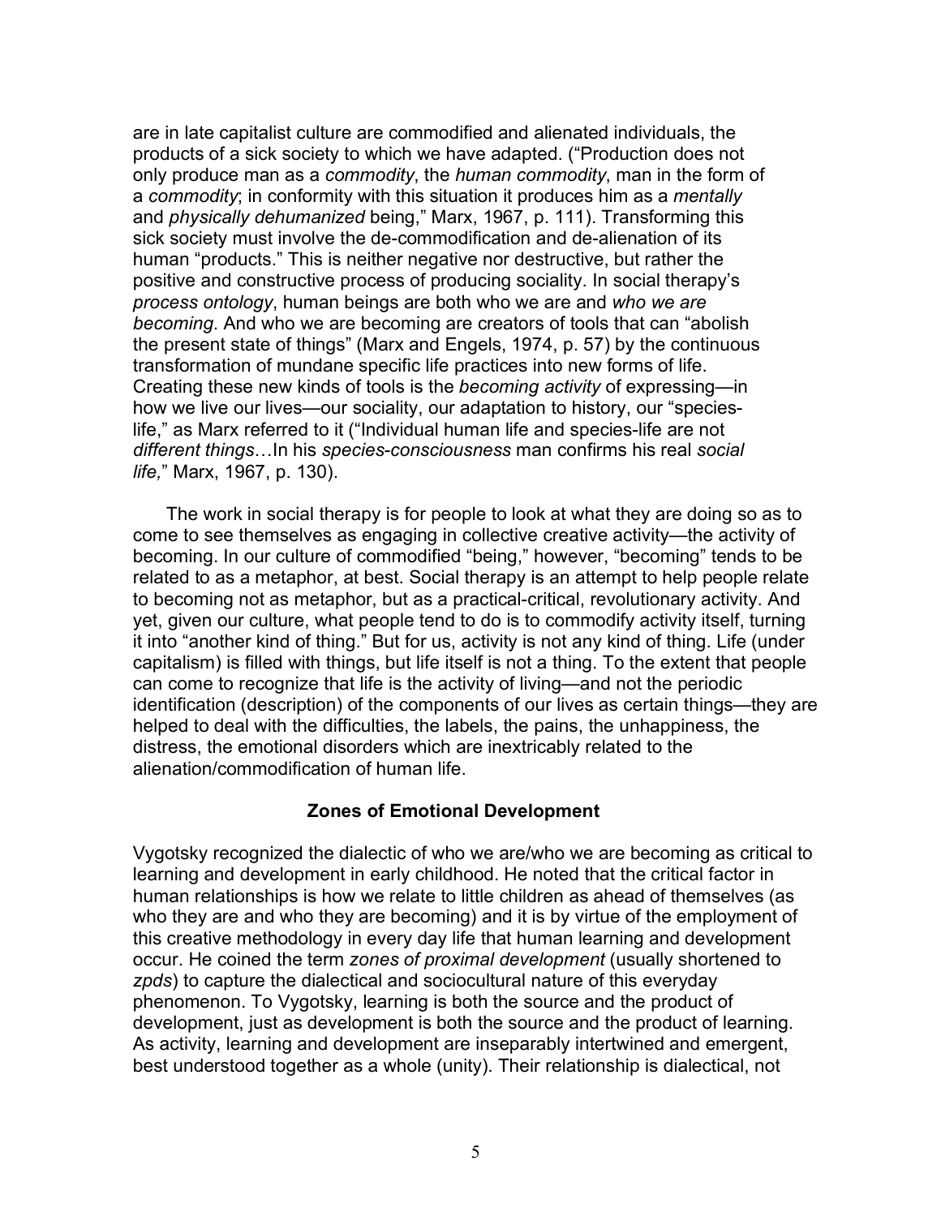are in late capitalist culture are commodified and alienated individuals, the products of a sick society to which we have adapted. ("Production does not only produce man as a *commodity*, the *human commodity*, man in the form of a *commodity*; in conformity with this situation it produces him as a *mentally* and *physically dehumanized* being," Marx, 1967, p. 111). Transforming this sick society must involve the de-commodification and de-alienation of its human "products." This is neither negative nor destructive, but rather the positive and constructive process of producing sociality. In social therapy's *process ontology*, human beings are both who we are and *who we are becoming*. And who we are becoming are creators of tools that can "abolish the present state of things" (Marx and Engels, 1974, p. 57) by the continuous transformation of mundane specific life practices into new forms of life. Creating these new kinds of tools is the *becoming activity* of expressing—in how we live our lives—our sociality, our adaptation to history, our "species-life," as Marx referred to it ("Individual human life and species-life are not *different things*…In his *species-consciousness* man confirms his real *social life,*" Marx, 1967, p. 130).

The work in social therapy is for people to look at what they are doing so as to come to see themselves as engaging in collective creative activity—the activity of becoming. In our culture of commodified "being," however, "becoming" tends to be related to as a metaphor, at best. Social therapy is an attempt to help people relate to becoming not as metaphor, but as a practical-critical, revolutionary activity. And yet, given our culture, what people tend to do is to commodify activity itself, turning it into "another kind of thing." But for us, activity is not any kind of thing. Life (under capitalism) is filled with things, but life itself is not a thing. To the extent that people can come to recognize that life is the activity of living—and not the periodic identification (description) of the components of our lives as certain things—they are helped to deal with the difficulties, the labels, the pains, the unhappiness, the distress, the emotional disorders which are inextricably related to the alienation/commodification of human life.

## Zones of Emotional Development

Vygotsky recognized the dialectic of who we are/who we are becoming as critical to learning and development in early childhood. He noted that the critical factor in human relationships is how we relate to little children as ahead of themselves (as who they are and who they are becoming) and it is by virtue of the employment of this creative methodology in every day life that human learning and development occur. He coined the term *zones of proximal development* (usually shortened to *zpds*) to capture the dialectical and sociocultural nature of this everyday phenomenon. To Vygotsky, learning is both the source and the product of development, just as development is both the source and the product of learning. As activity, learning and development are inseparably intertwined and emergent, best understood together as a whole (unity). Their relationship is dialectical, not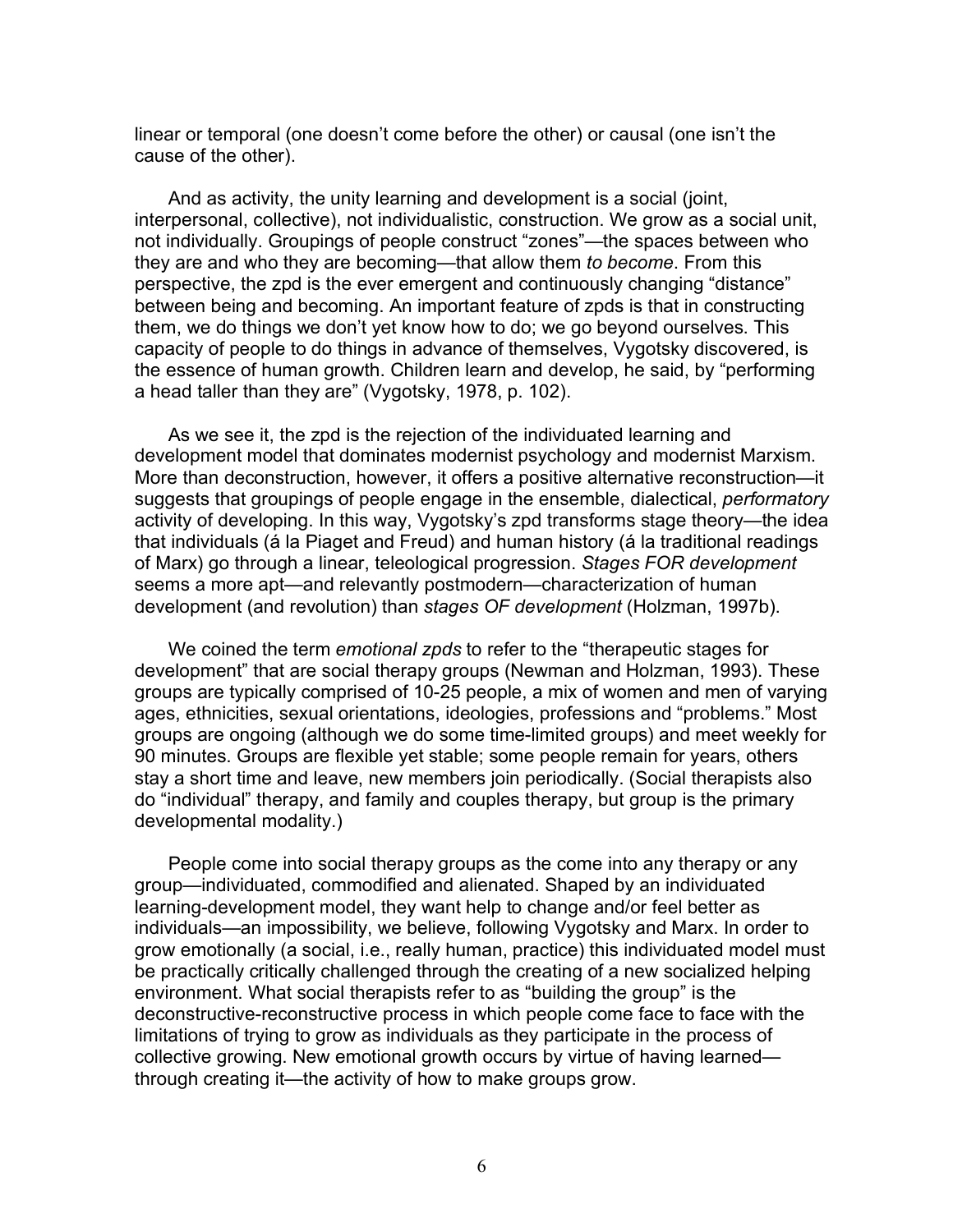linear or temporal (one doesn't come before the other) or causal (one isn't the cause of the other).

And as activity, the unity learning and development is a social (joint, interpersonal, collective), not individualistic, construction. We grow as a social unit, not individually. Groupings of people construct "zones"—the spaces between who they are and who they are becoming—that allow them *to become*. From this perspective, the zpd is the ever emergent and continuously changing "distance" between being and becoming. An important feature of zpds is that in constructing them, we do things we don't yet know how to do; we go beyond ourselves. This capacity of people to do things in advance of themselves, Vygotsky discovered, is the essence of human growth. Children learn and develop, he said, by "performing a head taller than they are" (Vygotsky, 1978, p. 102).

As we see it, the zpd is the rejection of the individuated learning and development model that dominates modernist psychology and modernist Marxism. More than deconstruction, however, it offers a positive alternative reconstruction—it suggests that groupings of people engage in the ensemble, dialectical, *performatory* activity of developing. In this way, Vygotsky's zpd transforms stage theory—the idea that individuals (á la Piaget and Freud) and human history (á la traditional readings of Marx) go through a linear, teleological progression. *Stages FOR development* seems a more apt—and relevantly postmodern—characterization of human development (and revolution) than *stages OF development* (Holzman, 1997b).

We coined the term *emotional zpds* to refer to the "therapeutic stages for development" that are social therapy groups (Newman and Holzman, 1993). These groups are typically comprised of 10-25 people, a mix of women and men of varying ages, ethnicities, sexual orientations, ideologies, professions and "problems." Most groups are ongoing (although we do some time-limited groups) and meet weekly for 90 minutes. Groups are flexible yet stable; some people remain for years, others stay a short time and leave, new members join periodically. (Social therapists also do "individual" therapy, and family and couples therapy, but group is the primary developmental modality.)

People come into social therapy groups as the come into any therapy or any group—individuated, commodified and alienated. Shaped by an individuated learning-development model, they want help to change and/or feel better as individuals—an impossibility, we believe, following Vygotsky and Marx. In order to grow emotionally (a social, i.e., really human, practice) this individuated model must be practically critically challenged through the creating of a new socialized helping environment. What social therapists refer to as "building the group" is the deconstructive-reconstructive process in which people come face to face with the limitations of trying to grow as individuals as they participate in the process of collective growing. New emotional growth occurs by virtue of having learned—through creating it—the activity of how to make groups grow.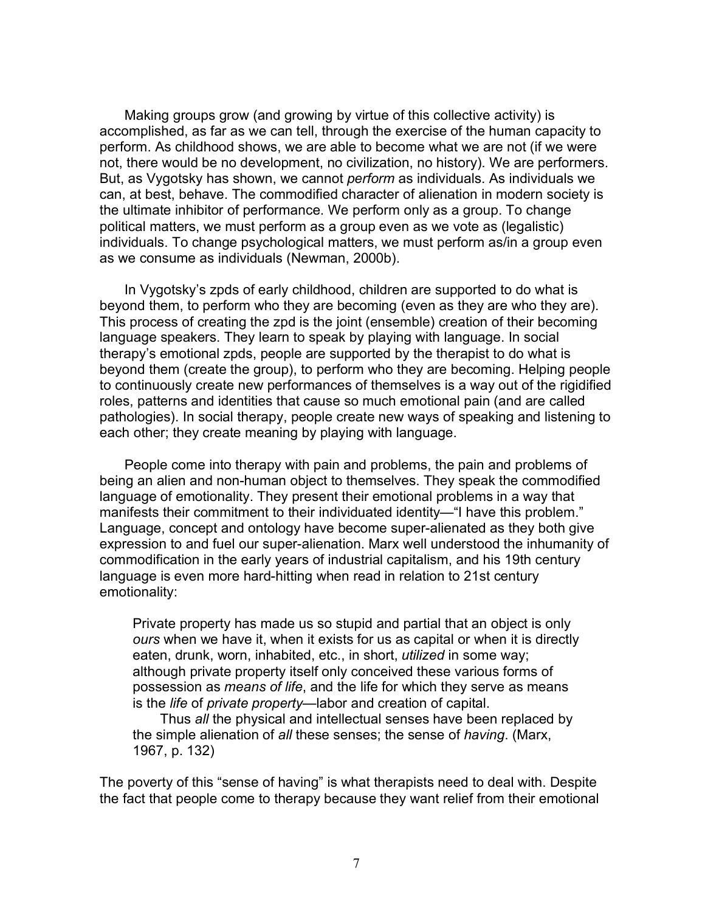Making groups grow (and growing by virtue of this collective activity) is accomplished, as far as we can tell, through the exercise of the human capacity to perform. As childhood shows, we are able to become what we are not (if we were not, there would be no development, no civilization, no history). We are performers. But, as Vygotsky has shown, we cannot *perform* as individuals. As individuals we can, at best, behave. The commodified character of alienation in modern society is the ultimate inhibitor of performance. We perform only as a group. To change political matters, we must perform as a group even as we vote as (legalistic) individuals. To change psychological matters, we must perform as/in a group even as we consume as individuals (Newman, 2000b).

In Vygotsky's zpds of early childhood, children are supported to do what is beyond them, to perform who they are becoming (even as they are who they are). This process of creating the zpd is the joint (ensemble) creation of their becoming language speakers. They learn to speak by playing with language. In social therapy's emotional zpds, people are supported by the therapist to do what is beyond them (create the group), to perform who they are becoming. Helping people to continuously create new performances of themselves is a way out of the rigidified roles, patterns and identities that cause so much emotional pain (and are called pathologies). In social therapy, people create new ways of speaking and listening to each other; they create meaning by playing with language.

People come into therapy with pain and problems, the pain and problems of being an alien and non-human object to themselves. They speak the commodified language of emotionality. They present their emotional problems in a way that manifests their commitment to their individuated identity—"I have this problem." Language, concept and ontology have become super-alienated as they both give expression to and fuel our super-alienation. Marx well understood the inhumanity of commodification in the early years of industrial capitalism, and his 19th century language is even more hard-hitting when read in relation to 21st century emotionality:

> Private property has made us so stupid and partial that an object is only *ours* when we have it, when it exists for us as capital or when it is directly eaten, drunk, worn, inhabited, etc., in short, *utilized* in some way; although private property itself only conceived these various forms of possession as *means of life*, and the life for which they serve as means is the *life* of *private property*—labor and creation of capital.
>
> Thus *all* the physical and intellectual senses have been replaced by the simple alienation of *all* these senses; the sense of *having*. (Marx, 1967, p. 132)

The poverty of this "sense of having" is what therapists need to deal with. Despite the fact that people come to therapy because they want relief from their emotional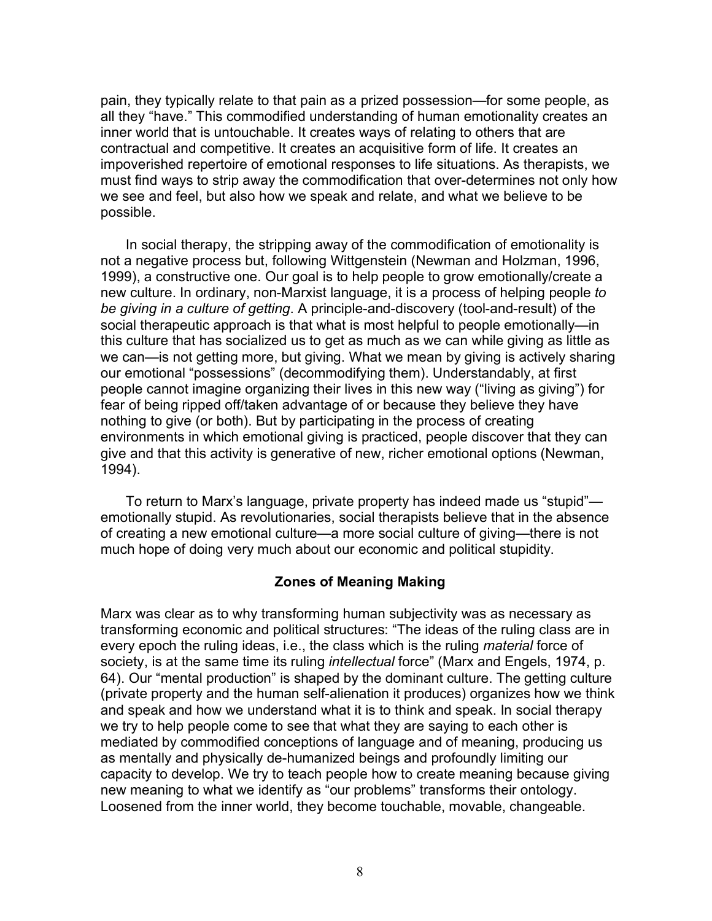pain, they typically relate to that pain as a prized possession—for some people, as all they "have." This commodified understanding of human emotionality creates an inner world that is untouchable. It creates ways of relating to others that are contractual and competitive. It creates an acquisitive form of life. It creates an impoverished repertoire of emotional responses to life situations. As therapists, we must find ways to strip away the commodification that over-determines not only how we see and feel, but also how we speak and relate, and what we believe to be possible.

In social therapy, the stripping away of the commodification of emotionality is not a negative process but, following Wittgenstein (Newman and Holzman, 1996, 1999), a constructive one. Our goal is to help people to grow emotionally/create a new culture. In ordinary, non-Marxist language, it is a process of helping people *to be giving in a culture of getting*. A principle-and-discovery (tool-and-result) of the social therapeutic approach is that what is most helpful to people emotionally—in this culture that has socialized us to get as much as we can while giving as little as we can—is not getting more, but giving. What we mean by giving is actively sharing our emotional "possessions" (decommodifying them). Understandably, at first people cannot imagine organizing their lives in this new way ("living as giving") for fear of being ripped off/taken advantage of or because they believe they have nothing to give (or both). But by participating in the process of creating environments in which emotional giving is practiced, people discover that they can give and that this activity is generative of new, richer emotional options (Newman, 1994).

To return to Marx's language, private property has indeed made us "stupid"—emotionally stupid. As revolutionaries, social therapists believe that in the absence of creating a new emotional culture—a more social culture of giving—there is not much hope of doing very much about our economic and political stupidity.

## Zones of Meaning Making

Marx was clear as to why transforming human subjectivity was as necessary as transforming economic and political structures: "The ideas of the ruling class are in every epoch the ruling ideas, i.e., the class which is the ruling *material* force of society, is at the same time its ruling *intellectual* force" (Marx and Engels, 1974, p. 64). Our "mental production" is shaped by the dominant culture. The getting culture (private property and the human self-alienation it produces) organizes how we think and speak and how we understand what it is to think and speak. In social therapy we try to help people come to see that what they are saying to each other is mediated by commodified conceptions of language and of meaning, producing us as mentally and physically de-humanized beings and profoundly limiting our capacity to develop. We try to teach people how to create meaning because giving new meaning to what we identify as "our problems" transforms their ontology. Loosened from the inner world, they become touchable, movable, changeable.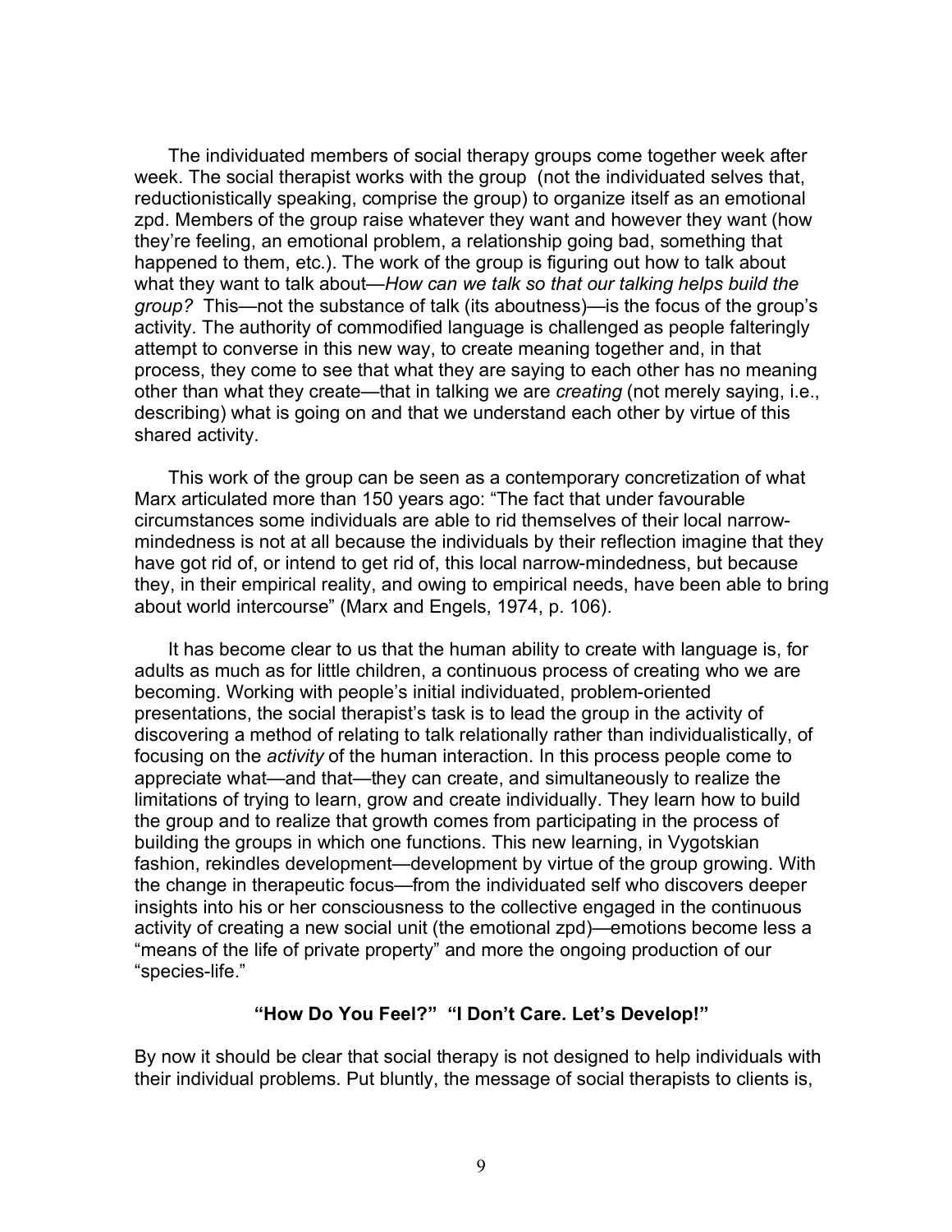The individuated members of social therapy groups come together week after week. The social therapist works with the group (not the individuated selves that, reductionistically speaking, comprise the group) to organize itself as an emotional zpd. Members of the group raise whatever they want and however they want (how they're feeling, an emotional problem, a relationship going bad, something that happened to them, etc.). The work of the group is figuring out how to talk about what they want to talk about—*How can we talk so that our talking helps build the group?* This—not the substance of talk (its aboutness)—is the focus of the group's activity. The authority of commodified language is challenged as people falteringly attempt to converse in this new way, to create meaning together and, in that process, they come to see that what they are saying to each other has no meaning other than what they create—that in talking we are *creating* (not merely saying, i.e., describing) what is going on and that we understand each other by virtue of this shared activity.

This work of the group can be seen as a contemporary concretization of what Marx articulated more than 150 years ago: "The fact that under favourable circumstances some individuals are able to rid themselves of their local narrow-mindedness is not at all because the individuals by their reflection imagine that they have got rid of, or intend to get rid of, this local narrow-mindedness, but because they, in their empirical reality, and owing to empirical needs, have been able to bring about world intercourse" (Marx and Engels, 1974, p. 106).

It has become clear to us that the human ability to create with language is, for adults as much as for little children, a continuous process of creating who we are becoming. Working with people's initial individuated, problem-oriented presentations, the social therapist's task is to lead the group in the activity of discovering a method of relating to talk relationally rather than individualistically, of focusing on the *activity* of the human interaction. In this process people come to appreciate what—and that—they can create, and simultaneously to realize the limitations of trying to learn, grow and create individually. They learn how to build the group and to realize that growth comes from participating in the process of building the groups in which one functions. This new learning, in Vygotskian fashion, rekindles development—development by virtue of the group growing. With the change in therapeutic focus—from the individuated self who discovers deeper insights into his or her consciousness to the collective engaged in the continuous activity of creating a new social unit (the emotional zpd)—emotions become less a "means of the life of private property" and more the ongoing production of our "species-life."

## "How Do You Feel?" "I Don't Care. Let's Develop!"

By now it should be clear that social therapy is not designed to help individuals with their individual problems. Put bluntly, the message of social therapists to clients is,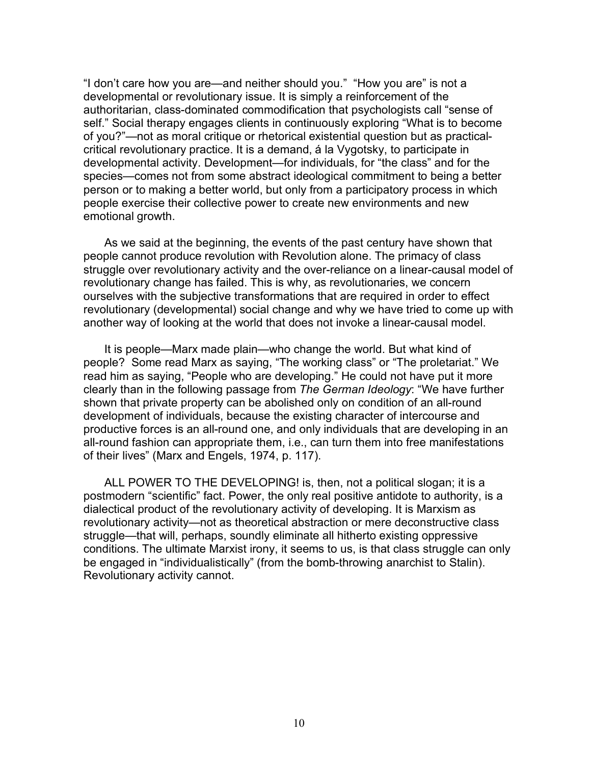"I don't care how you are—and neither should you." "How you are" is not a developmental or revolutionary issue. It is simply a reinforcement of the authoritarian, class-dominated commodification that psychologists call "sense of self." Social therapy engages clients in continuously exploring "What is to become of you?"—not as moral critique or rhetorical existential question but as practical-critical revolutionary practice. It is a demand, á la Vygotsky, to participate in developmental activity. Development—for individuals, for "the class" and for the species—comes not from some abstract ideological commitment to being a better person or to making a better world, but only from a participatory process in which people exercise their collective power to create new environments and new emotional growth.

As we said at the beginning, the events of the past century have shown that people cannot produce revolution with Revolution alone. The primacy of class struggle over revolutionary activity and the over-reliance on a linear-causal model of revolutionary change has failed. This is why, as revolutionaries, we concern ourselves with the subjective transformations that are required in order to effect revolutionary (developmental) social change and why we have tried to come up with another way of looking at the world that does not invoke a linear-causal model.

It is people—Marx made plain—who change the world. But what kind of people? Some read Marx as saying, "The working class" or "The proletariat." We read him as saying, "People who are developing." He could not have put it more clearly than in the following passage from *The German Ideology*: "We have further shown that private property can be abolished only on condition of an all-round development of individuals, because the existing character of intercourse and productive forces is an all-round one, and only individuals that are developing in an all-round fashion can appropriate them, i.e., can turn them into free manifestations of their lives" (Marx and Engels, 1974, p. 117).

ALL POWER TO THE DEVELOPING! is, then, not a political slogan; it is a postmodern "scientific" fact. Power, the only real positive antidote to authority, is a dialectical product of the revolutionary activity of developing. It is Marxism as revolutionary activity—not as theoretical abstraction or mere deconstructive class struggle—that will, perhaps, soundly eliminate all hitherto existing oppressive conditions. The ultimate Marxist irony, it seems to us, is that class struggle can only be engaged in "individualistically" (from the bomb-throwing anarchist to Stalin). Revolutionary activity cannot.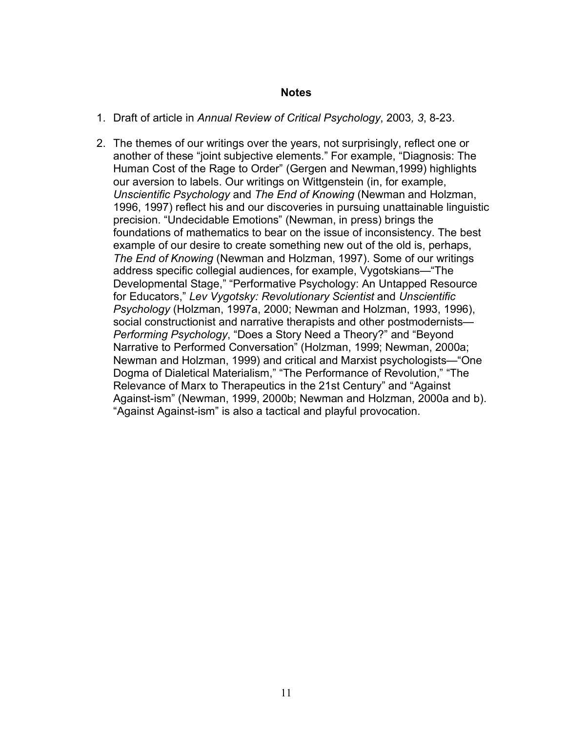## Notes

1. Draft of article in *Annual Review of Critical Psychology*, 2003*, 3*, 8-23.

2. The themes of our writings over the years, not surprisingly, reflect one or another of these "joint subjective elements." For example, "Diagnosis: The Human Cost of the Rage to Order" (Gergen and Newman,1999) highlights our aversion to labels. Our writings on Wittgenstein (in, for example, *Unscientific Psychology* and *The End of Knowing* (Newman and Holzman, 1996, 1997) reflect his and our discoveries in pursuing unattainable linguistic precision. "Undecidable Emotions" (Newman, in press) brings the foundations of mathematics to bear on the issue of inconsistency. The best example of our desire to create something new out of the old is, perhaps, *The End of Knowing* (Newman and Holzman, 1997). Some of our writings address specific collegial audiences, for example, Vygotskians—"The Developmental Stage," "Performative Psychology: An Untapped Resource for Educators," *Lev Vygotsky: Revolutionary Scientist* and *Unscientific Psychology* (Holzman, 1997a, 2000; Newman and Holzman, 1993, 1996), social constructionist and narrative therapists and other postmodernists—*Performing Psychology*, "Does a Story Need a Theory?" and "Beyond Narrative to Performed Conversation" (Holzman, 1999; Newman, 2000a; Newman and Holzman, 1999) and critical and Marxist psychologists—"One Dogma of Dialetical Materialism," "The Performance of Revolution," "The Relevance of Marx to Therapeutics in the 21st Century" and "Against Against-ism" (Newman, 1999, 2000b; Newman and Holzman, 2000a and b). "Against Against-ism" is also a tactical and playful provocation.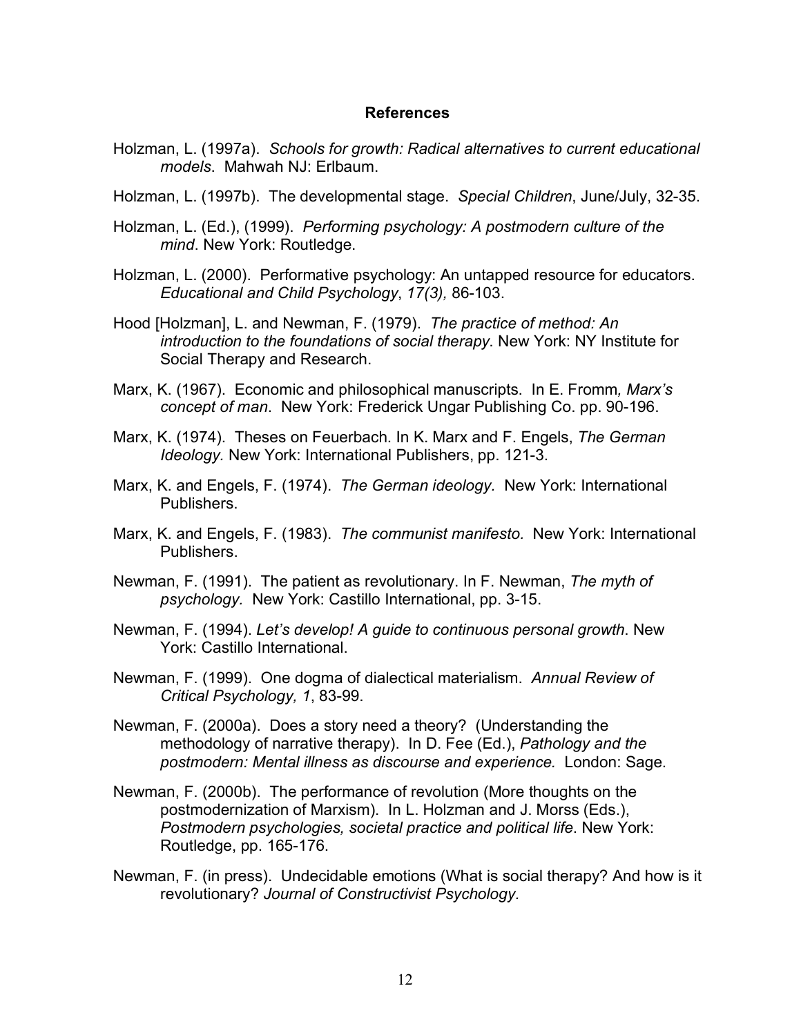## References

Holzman, L. (1997a). *Schools for growth: Radical alternatives to current educational models*. Mahwah NJ: Erlbaum.

Holzman, L. (1997b). The developmental stage. *Special Children*, June/July, 32-35.

Holzman, L. (Ed.), (1999). *Performing psychology: A postmodern culture of the mind*. New York: Routledge.

Holzman, L. (2000). Performative psychology: An untapped resource for educators. *Educational and Child Psychology*, *17(3),* 86-103.

Hood [Holzman], L. and Newman, F. (1979). *The practice of method: An introduction to the foundations of social therapy*. New York: NY Institute for Social Therapy and Research.

Marx, K. (1967). Economic and philosophical manuscripts. In E. Fromm*, Marx's concept of man*. New York: Frederick Ungar Publishing Co. pp. 90-196.

Marx, K. (1974). Theses on Feuerbach. In K. Marx and F. Engels, *The German Ideology.* New York: International Publishers, pp. 121-3.

Marx, K. and Engels, F. (1974). *The German ideology.* New York: International Publishers.

Marx, K. and Engels, F. (1983). *The communist manifesto.* New York: International Publishers.

Newman, F. (1991). The patient as revolutionary. In F. Newman, *The myth of psychology.* New York: Castillo International, pp. 3-15.

Newman, F. (1994). *Let's develop! A guide to continuous personal growth*. New York: Castillo International.

Newman, F. (1999). One dogma of dialectical materialism. *Annual Review of Critical Psychology, 1*, 83-99.

Newman, F. (2000a). Does a story need a theory? (Understanding the methodology of narrative therapy). In D. Fee (Ed.), *Pathology and the postmodern: Mental illness as discourse and experience.* London: Sage.

Newman, F. (2000b). The performance of revolution (More thoughts on the postmodernization of Marxism). In L. Holzman and J. Morss (Eds.), *Postmodern psychologies, societal practice and political life*. New York: Routledge, pp. 165-176.

Newman, F. (in press). Undecidable emotions (What is social therapy? And how is it revolutionary? *Journal of Constructivist Psychology.*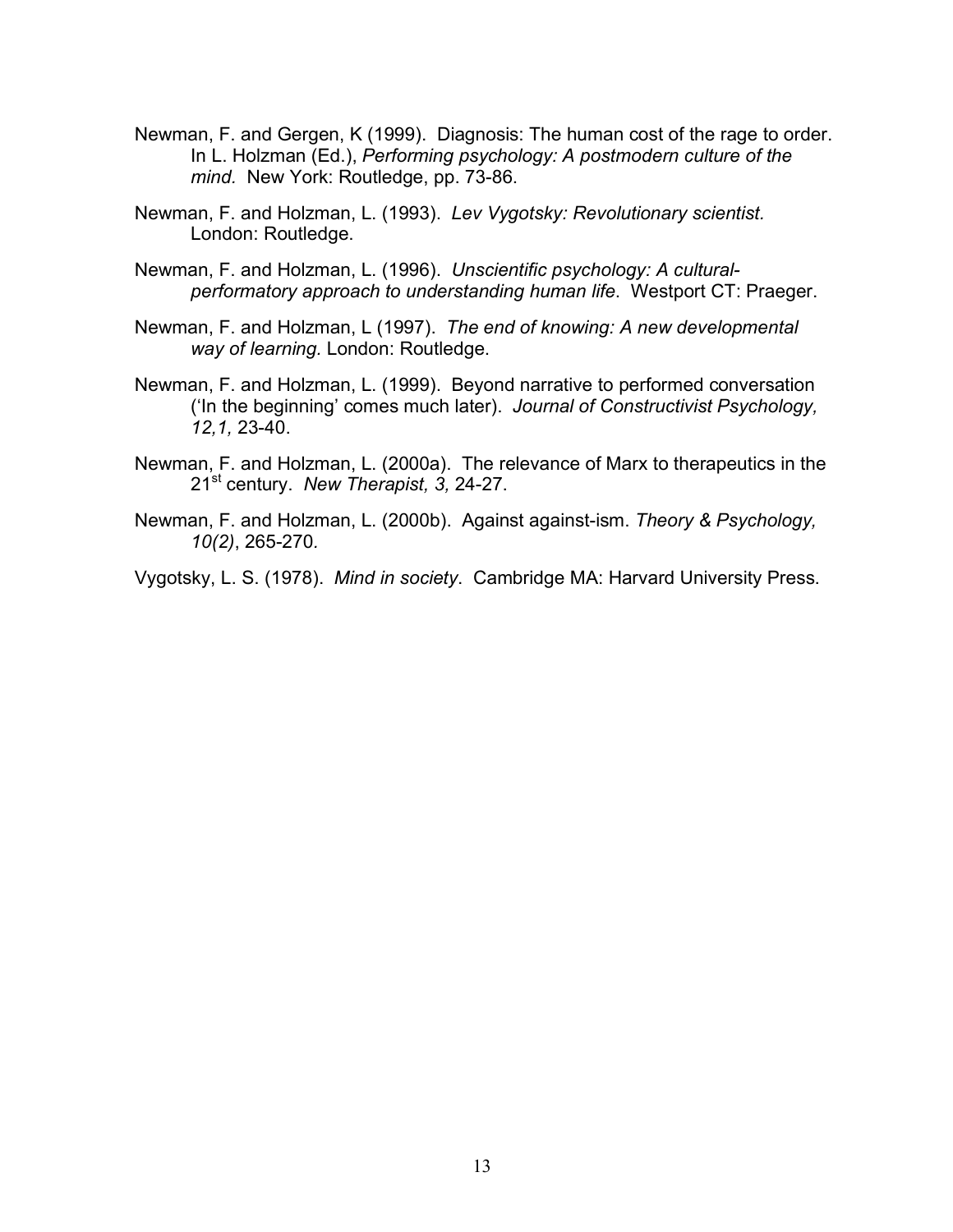Newman, F. and Gergen, K (1999). Diagnosis: The human cost of the rage to order. In L. Holzman (Ed.), *Performing psychology: A postmodern culture of the mind.* New York: Routledge, pp. 73-86.

Newman, F. and Holzman, L. (1993). *Lev Vygotsky: Revolutionary scientist.* London: Routledge.

Newman, F. and Holzman, L. (1996). *Unscientific psychology: A cultural-performatory approach to understanding human life*. Westport CT: Praeger.

Newman, F. and Holzman, L (1997). *The end of knowing: A new developmental way of learning.* London: Routledge.

Newman, F. and Holzman, L. (1999). Beyond narrative to performed conversation ('In the beginning' comes much later). *Journal of Constructivist Psychology, 12,1,* 23-40.

Newman, F. and Holzman, L. (2000a). The relevance of Marx to therapeutics in the 21st century. *New Therapist, 3,* 24-27.

Newman, F. and Holzman, L. (2000b). Against against-ism. *Theory & Psychology, 10(2)*, 265-270.

Vygotsky, L. S. (1978). *Mind in society*. Cambridge MA: Harvard University Press.